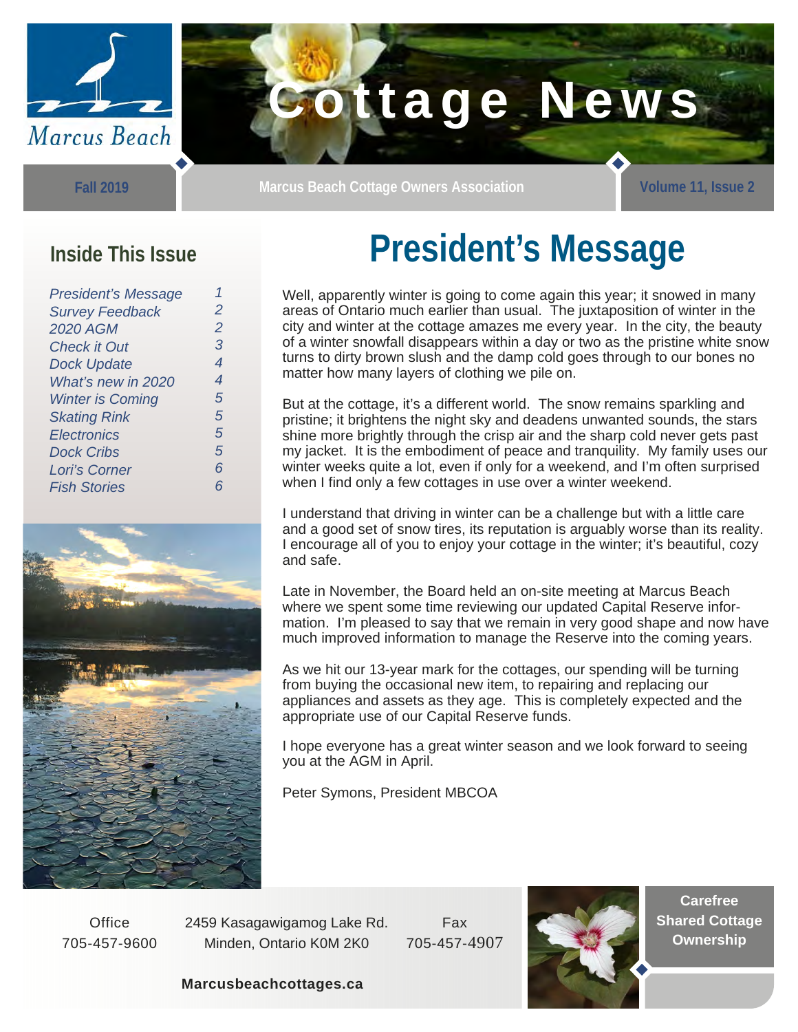# Cottage News

Marcus Beach

Fall 2019 | Marcus Beach Cottage Owners Association | Volume 11, Issue 2

## Inside This Issue

| | |
|---|---|
| *President's Message* | *1* |
| *Survey Feedback* | *2* |
| *2020 AGM* | *2* |
| *Check it Out* | *3* |
| *Dock Update* | *4* |
| *What's new in 2020* | *4* |
| *Winter is Coming* | *5* |
| *Skating Rink* | *5* |
| *Electronics* | *5* |
| *Dock Cribs* | *5* |
| *Lori's Corner* | *6* |
| *Fish Stories* | *6* |

# President's Message

Well, apparently winter is going to come again this year; it snowed in many areas of Ontario much earlier than usual. The juxtaposition of winter in the city and winter at the cottage amazes me every year. In the city, the beauty of a winter snowfall disappears within a day or two as the pristine white snow turns to dirty brown slush and the damp cold goes through to our bones no matter how many layers of clothing we pile on.

But at the cottage, it's a different world. The snow remains sparkling and pristine; it brightens the night sky and deadens unwanted sounds, the stars shine more brightly through the crisp air and the sharp cold never gets past my jacket. It is the embodiment of peace and tranquility. My family uses our winter weeks quite a lot, even if only for a weekend, and I'm often surprised when I find only a few cottages in use over a winter weekend.

I understand that driving in winter can be a challenge but with a little care and a good set of snow tires, its reputation is arguably worse than its reality. I encourage all of you to enjoy your cottage in the winter; it's beautiful, cozy and safe.

Late in November, the Board held an on-site meeting at Marcus Beach where we spent some time reviewing our updated Capital Reserve information. I'm pleased to say that we remain in very good shape and now have much improved information to manage the Reserve into the coming years.

As we hit our 13-year mark for the cottages, our spending will be turning from buying the occasional new item, to repairing and replacing our appliances and assets as they age. This is completely expected and the appropriate use of our Capital Reserve funds.

I hope everyone has a great winter season and we look forward to seeing you at the AGM in April.

Peter Symons, President MBCOA

Office 705-457-9600 | 2459 Kasagawigamog Lake Rd. Minden, Ontario K0M 2K0 | Fax 705-457-4907

**Marcusbeachcottages.ca**

**Carefree Shared Cottage Ownership**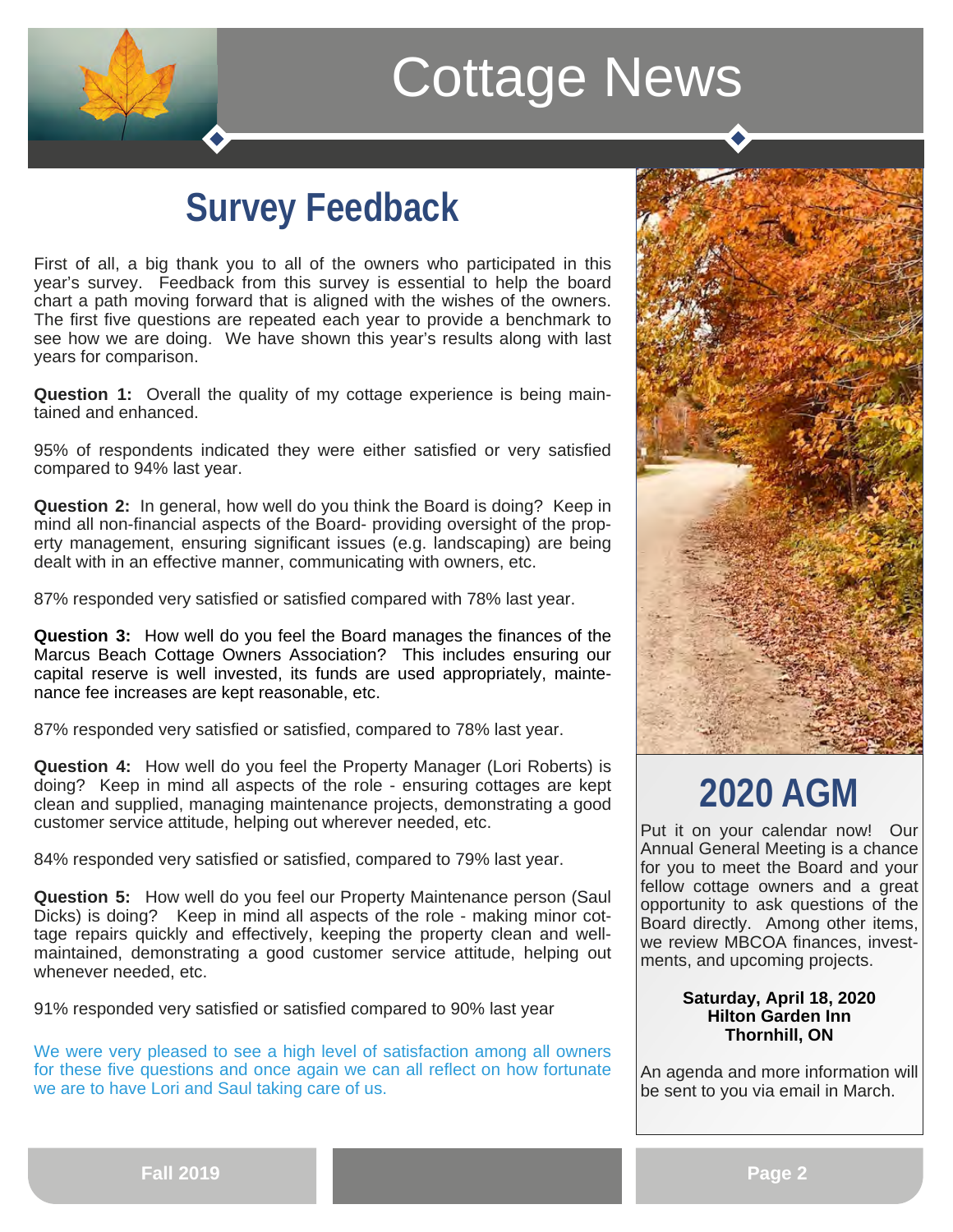# Cottage News

## Survey Feedback

First of all, a big thank you to all of the owners who participated in this year's survey. Feedback from this survey is essential to help the board chart a path moving forward that is aligned with the wishes of the owners. The first five questions are repeated each year to provide a benchmark to see how we are doing. We have shown this year's results along with last years for comparison.

**Question 1:** Overall the quality of my cottage experience is being maintained and enhanced.

95% of respondents indicated they were either satisfied or very satisfied compared to 94% last year.

**Question 2:** In general, how well do you think the Board is doing? Keep in mind all non-financial aspects of the Board- providing oversight of the property management, ensuring significant issues (e.g. landscaping) are being dealt with in an effective manner, communicating with owners, etc.

87% responded very satisfied or satisfied compared with 78% last year.

**Question 3:** How well do you feel the Board manages the finances of the Marcus Beach Cottage Owners Association? This includes ensuring our capital reserve is well invested, its funds are used appropriately, maintenance fee increases are kept reasonable, etc.

87% responded very satisfied or satisfied, compared to 78% last year.

**Question 4:** How well do you feel the Property Manager (Lori Roberts) is doing? Keep in mind all aspects of the role - ensuring cottages are kept clean and supplied, managing maintenance projects, demonstrating a good customer service attitude, helping out wherever needed, etc.

84% responded very satisfied or satisfied, compared to 79% last year.

**Question 5:** How well do you feel our Property Maintenance person (Saul Dicks) is doing? Keep in mind all aspects of the role - making minor cottage repairs quickly and effectively, keeping the property clean and well-maintained, demonstrating a good customer service attitude, helping out whenever needed, etc.

91% responded very satisfied or satisfied compared to 90% last year

We were very pleased to see a high level of satisfaction among all owners for these five questions and once again we can all reflect on how fortunate we are to have Lori and Saul taking care of us.

## 2020 AGM

Put it on your calendar now! Our Annual General Meeting is a chance for you to meet the Board and your fellow cottage owners and a great opportunity to ask questions of the Board directly. Among other items, we review MBCOA finances, investments, and upcoming projects.

**Saturday, April 18, 2020**
**Hilton Garden Inn**
**Thornhill, ON**

An agenda and more information will be sent to you via email in March.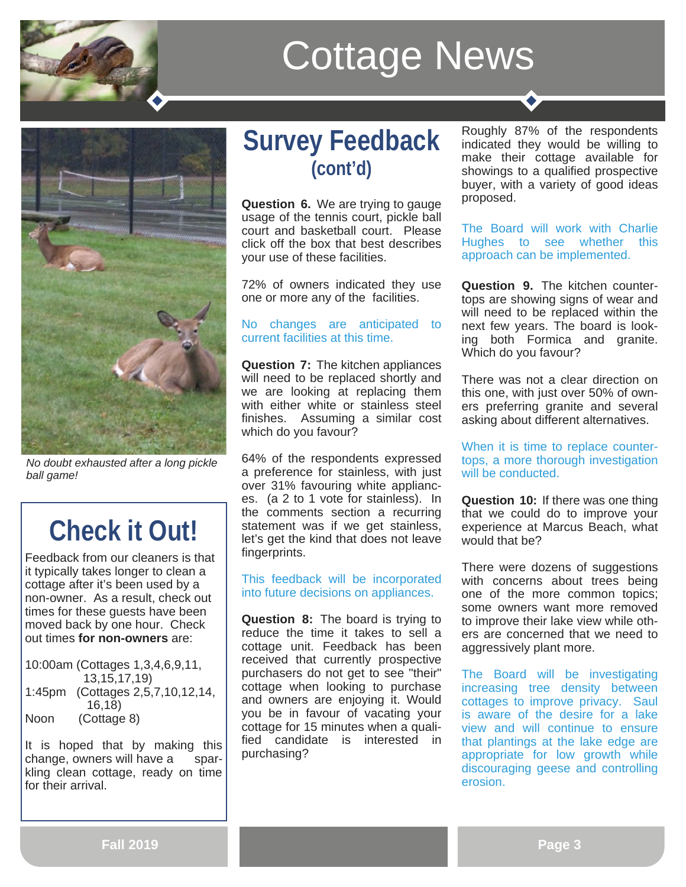# Cottage News

*No doubt exhausted after a long pickle ball game!*

## Check it Out!

Feedback from our cleaners is that it typically takes longer to clean a cottage after it's been used by a non-owner. As a result, check out times for these guests have been moved back by one hour. Check out times **for non-owners** are:

10:00am (Cottages 1,3,4,6,9,11, 13,15,17,19)
1:45pm (Cottages 2,5,7,10,12,14, 16,18)
Noon (Cottage 8)

It is hoped that by making this change, owners will have a sparkling clean cottage, ready on time for their arrival.

## Survey Feedback (cont'd)

**Question 6.** We are trying to gauge usage of the tennis court, pickle ball court and basketball court. Please click off the box that best describes your use of these facilities.

72% of owners indicated they use one or more any of the facilities.

No changes are anticipated to current facilities at this time.

**Question 7:** The kitchen appliances will need to be replaced shortly and we are looking at replacing them with either white or stainless steel finishes. Assuming a similar cost which do you favour?

64% of the respondents expressed a preference for stainless, with just over 31% favouring white appliances. (a 2 to 1 vote for stainless). In the comments section a recurring statement was if we get stainless, let's get the kind that does not leave fingerprints.

This feedback will be incorporated into future decisions on appliances.

**Question 8:** The board is trying to reduce the time it takes to sell a cottage unit. Feedback has been received that currently prospective purchasers do not get to see "their" cottage when looking to purchase and owners are enjoying it. Would you be in favour of vacating your cottage for 15 minutes when a qualified candidate is interested in purchasing?

Roughly 87% of the respondents indicated they would be willing to make their cottage available for showings to a qualified prospective buyer, with a variety of good ideas proposed.

The Board will work with Charlie Hughes to see whether this approach can be implemented.

**Question 9.** The kitchen countertops are showing signs of wear and will need to be replaced within the next few years. The board is looking both Formica and granite. Which do you favour?

There was not a clear direction on this one, with just over 50% of owners preferring granite and several asking about different alternatives.

When it is time to replace countertops, a more thorough investigation will be conducted.

**Question 10:** If there was one thing that we could do to improve your experience at Marcus Beach, what would that be?

There were dozens of suggestions with concerns about trees being one of the more common topics; some owners want more removed to improve their lake view while others are concerned that we need to aggressively plant more.

The Board will be investigating increasing tree density between cottages to improve privacy. Saul is aware of the desire for a lake view and will continue to ensure that plantings at the lake edge are appropriate for low growth while discouraging geese and controlling erosion.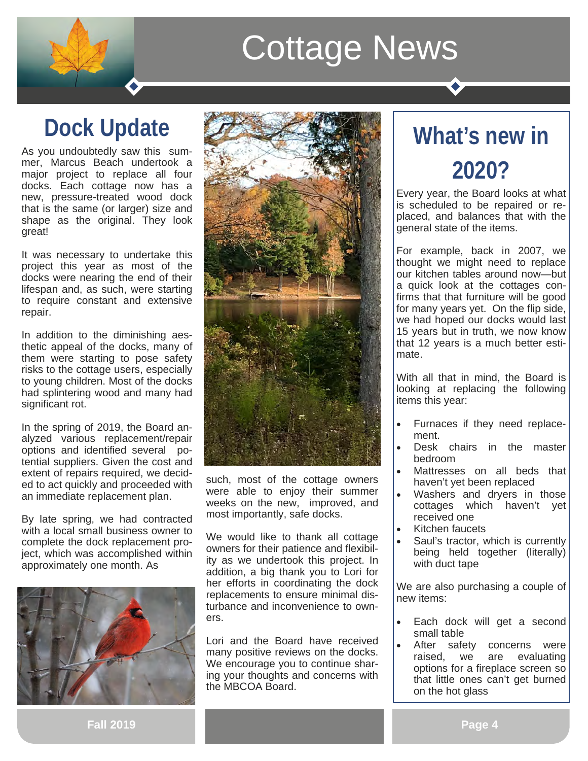# Cottage News

## Dock Update

As you undoubtedly saw this summer, Marcus Beach undertook a major project to replace all four docks. Each cottage now has a new, pressure-treated wood dock that is the same (or larger) size and shape as the original. They look great!

It was necessary to undertake this project this year as most of the docks were nearing the end of their lifespan and, as such, were starting to require constant and extensive repair.

In addition to the diminishing aesthetic appeal of the docks, many of them were starting to pose safety risks to the cottage users, especially to young children. Most of the docks had splintering wood and many had significant rot.

In the spring of 2019, the Board analyzed various replacement/repair options and identified several potential suppliers. Given the cost and extent of repairs required, we decided to act quickly and proceeded with an immediate replacement plan.

By late spring, we had contracted with a local small business owner to complete the dock replacement project, which was accomplished within approximately one month. As such, most of the cottage owners were able to enjoy their summer weeks on the new, improved, and most importantly, safe docks.

We would like to thank all cottage owners for their patience and flexibility as we undertook this project. In addition, a big thank you to Lori for her efforts in coordinating the dock replacements to ensure minimal disturbance and inconvenience to owners.

Lori and the Board have received many positive reviews on the docks. We encourage you to continue sharing your thoughts and concerns with the MBCOA Board.

## What's new in 2020?

Every year, the Board looks at what is scheduled to be repaired or replaced, and balances that with the general state of the items.

For example, back in 2007, we thought we might need to replace our kitchen tables around now—but a quick look at the cottages confirms that that furniture will be good for many years yet. On the flip side, we had hoped our docks would last 15 years but in truth, we now know that 12 years is a much better estimate.

With all that in mind, the Board is looking at replacing the following items this year:

- Furnaces if they need replacement.
- Desk chairs in the master bedroom
- Mattresses on all beds that haven't yet been replaced
- Washers and dryers in those cottages which haven't yet received one
- Kitchen faucets
- Saul's tractor, which is currently being held together (literally) with duct tape

We are also purchasing a couple of new items:

- Each dock will get a second small table
- After safety concerns were raised, we are evaluating options for a fireplace screen so that little ones can't get burned on the hot glass

Fall 2019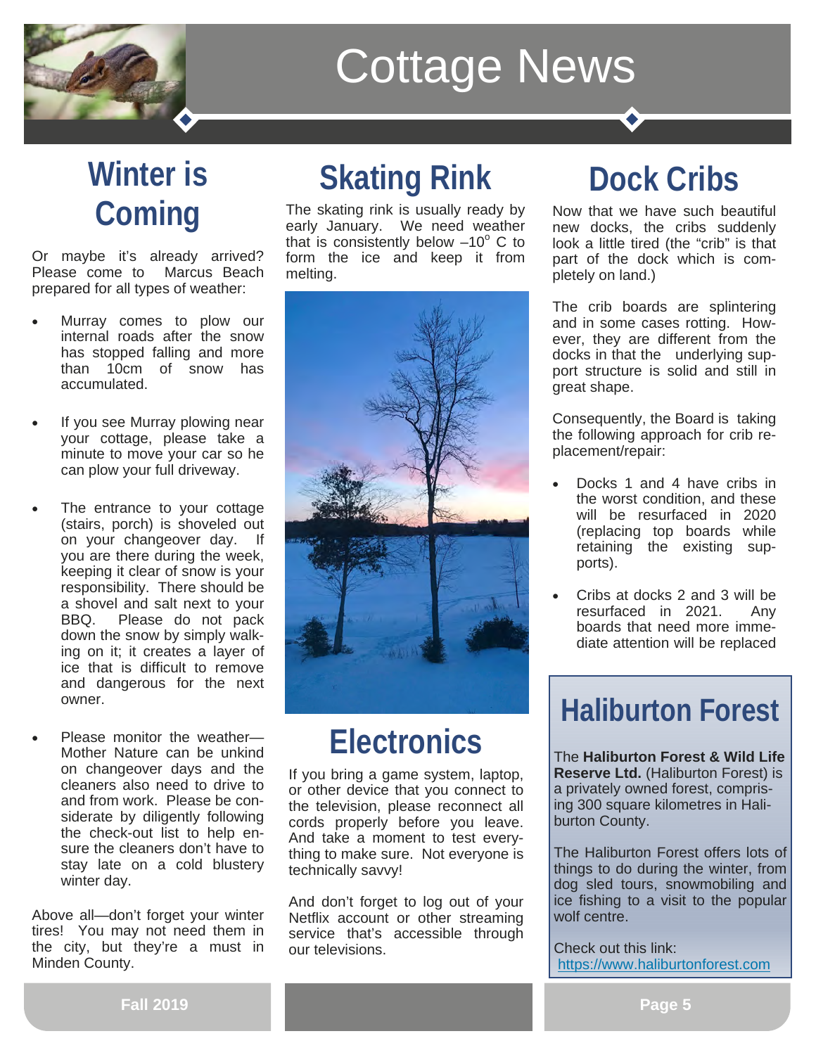# Cottage News

## Winter is Coming

Or maybe it's already arrived? Please come to Marcus Beach prepared for all types of weather:

- Murray comes to plow our internal roads after the snow has stopped falling and more than 10cm of snow has accumulated.
- If you see Murray plowing near your cottage, please take a minute to move your car so he can plow your full driveway.
- The entrance to your cottage (stairs, porch) is shoveled out on your changeover day. If you are there during the week, keeping it clear of snow is your responsibility. There should be a shovel and salt next to your BBQ. Please do not pack down the snow by simply walking on it; it creates a layer of ice that is difficult to remove and dangerous for the next owner.
- Please monitor the weather—Mother Nature can be unkind on changeover days and the cleaners also need to drive to and from work. Please be considerate by diligently following the check-out list to help ensure the cleaners don't have to stay late on a cold blustery winter day.

Above all—don't forget your winter tires! You may not need them in the city, but they're a must in Minden County.

## Skating Rink

The skating rink is usually ready by early January. We need weather that is consistently below –10° C to form the ice and keep it from melting.

## Electronics

If you bring a game system, laptop, or other device that you connect to the television, please reconnect all cords properly before you leave. And take a moment to test everything to make sure. Not everyone is technically savvy!

And don't forget to log out of your Netflix account or other streaming service that's accessible through our televisions.

## Dock Cribs

Now that we have such beautiful new docks, the cribs suddenly look a little tired (the "crib" is that part of the dock which is completely on land.)

The crib boards are splintering and in some cases rotting. However, they are different from the docks in that the underlying support structure is solid and still in great shape.

Consequently, the Board is taking the following approach for crib replacement/repair:

- Docks 1 and 4 have cribs in the worst condition, and these will be resurfaced in 2020 (replacing top boards while retaining the existing supports).
- Cribs at docks 2 and 3 will be resurfaced in 2021. Any boards that need more immediate attention will be replaced

## Haliburton Forest

The **Haliburton Forest & Wild Life Reserve Ltd.** (Haliburton Forest) is a privately owned forest, comprising 300 square kilometres in Haliburton County.

The Haliburton Forest offers lots of things to do during the winter, from dog sled tours, snowmobiling and ice fishing to a visit to the popular wolf centre.

Check out this link:
https://www.haliburtonforest.com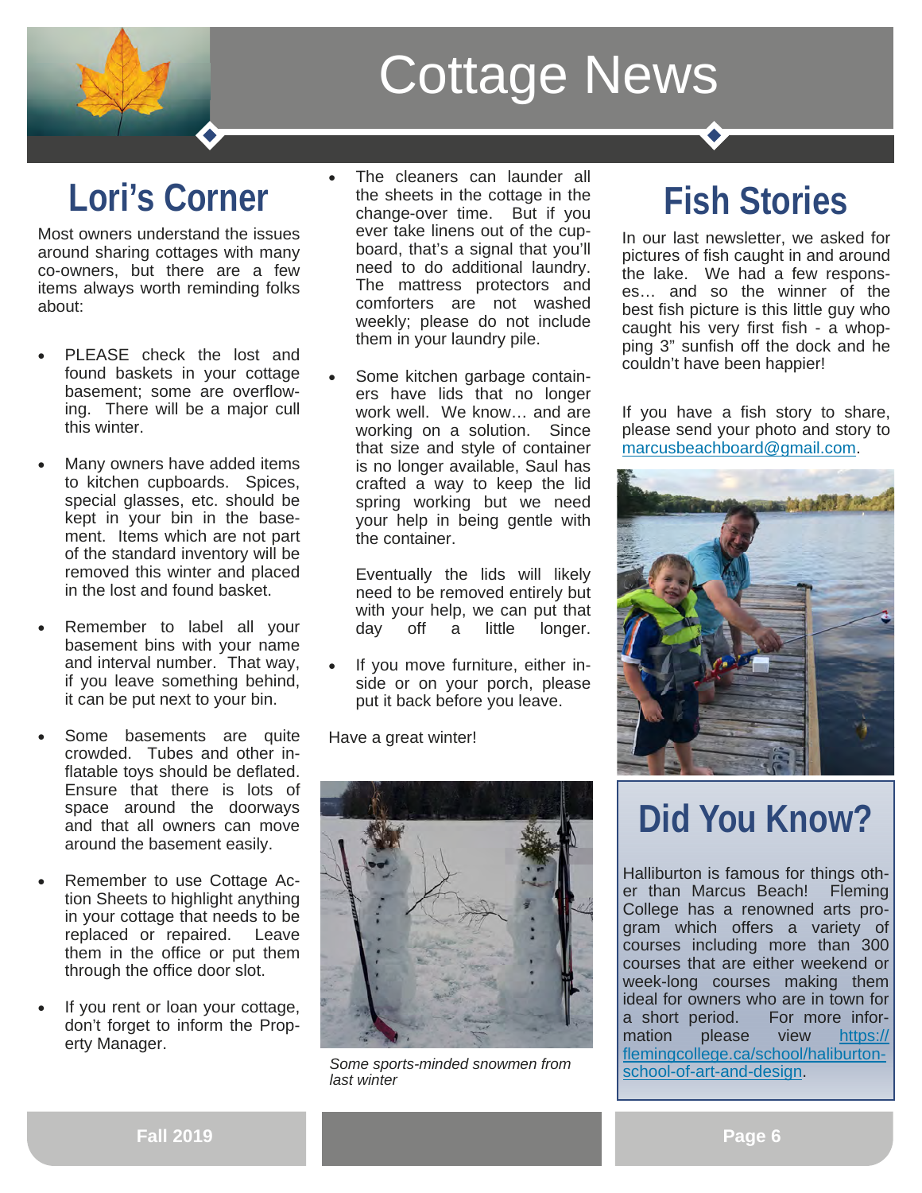# Cottage News

## Lori's Corner

Most owners understand the issues around sharing cottages with many co-owners, but there are a few items always worth reminding folks about:

- PLEASE check the lost and found baskets in your cottage basement; some are overflowing. There will be a major cull this winter.
- Many owners have added items to kitchen cupboards. Spices, special glasses, etc. should be kept in your bin in the basement. Items which are not part of the standard inventory will be removed this winter and placed in the lost and found basket.
- Remember to label all your basement bins with your name and interval number. That way, if you leave something behind, it can be put next to your bin.
- Some basements are quite crowded. Tubes and other inflatable toys should be deflated. Ensure that there is lots of space around the doorways and that all owners can move around the basement easily.
- Remember to use Cottage Action Sheets to highlight anything in your cottage that needs to be replaced or repaired. Leave them in the office or put them through the office door slot.
- If you rent or loan your cottage, don't forget to inform the Property Manager.
- The cleaners can launder all the sheets in the cottage in the change-over time. But if you ever take linens out of the cupboard, that's a signal that you'll need to do additional laundry. The mattress protectors and comforters are not washed weekly; please do not include them in your laundry pile.
- Some kitchen garbage containers have lids that no longer work well. We know… and are working on a solution. Since that size and style of container is no longer available, Saul has crafted a way to keep the lid spring working but we need your help in being gentle with the container.

  Eventually the lids will likely need to be removed entirely but with your help, we can put that day off a little longer.
- If you move furniture, either inside or on your porch, please put it back before you leave.

Have a great winter!

*Some sports-minded snowmen from last winter*

## Fish Stories

In our last newsletter, we asked for pictures of fish caught in and around the lake. We had a few responses… and so the winner of the best fish picture is this little guy who caught his very first fish - a whopping 3" sunfish off the dock and he couldn't have been happier!

If you have a fish story to share, please send your photo and story to marcusbeachboard@gmail.com.

## Did You Know?

Halliburton is famous for things other than Marcus Beach! Fleming College has a renowned arts program which offers a variety of courses including more than 300 courses that are either weekend or week-long courses making them ideal for owners who are in town for a short period. For more information please view https://flemingcollege.ca/school/haliburton-school-of-art-and-design.